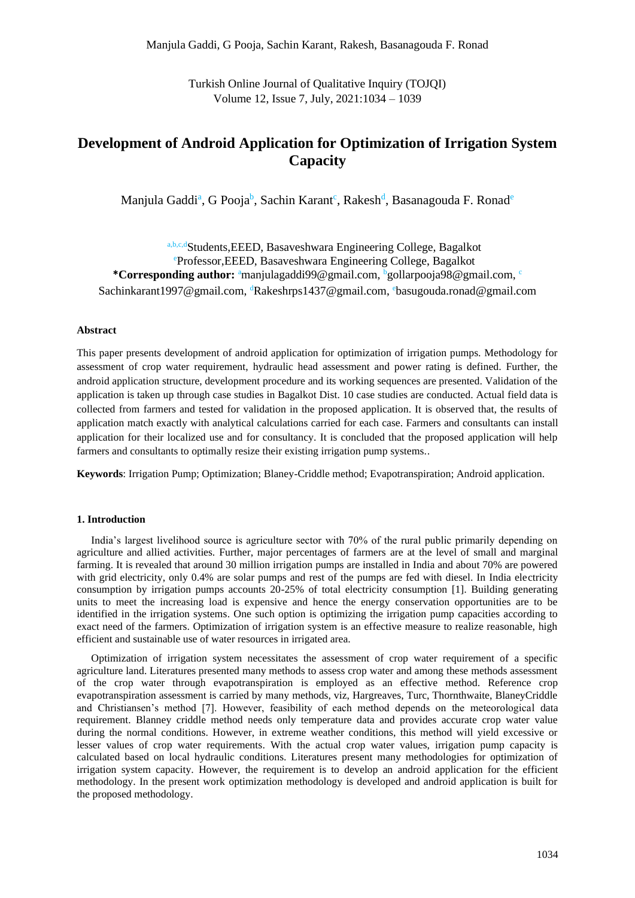# Development of Android Application for Optimization of Irrigation System Capacity

Manjula Gaddi[a], G Pooja[b], Sachin Karant[c], Rakesh[d], Basanagouda F. Ronad[e]

[a,b,c,d]Students,EEED, Basaveshwara Engineering College, Bagalkot
[e]Professor,EEED, Basaveshwara Engineering College, Bagalkot
**\*Corresponding author:** [a]manjulagaddi99@gmail.com, [b]gollarpooja98@gmail.com, [c]Sachinkarant1997@gmail.com, [d]Rakeshrps1437@gmail.com, [e]basugouda.ronad@gmail.com

### Abstract

This paper presents development of android application for optimization of irrigation pumps. Methodology for assessment of crop water requirement, hydraulic head assessment and power rating is defined. Further, the android application structure, development procedure and its working sequences are presented. Validation of the application is taken up through case studies in Bagalkot Dist. 10 case studies are conducted. Actual field data is collected from farmers and tested for validation in the proposed application. It is observed that, the results of application match exactly with analytical calculations carried for each case. Farmers and consultants can install application for their localized use and for consultancy. It is concluded that the proposed application will help farmers and consultants to optimally resize their existing irrigation pump systems..

**Keywords**: Irrigation Pump; Optimization; Blaney-Criddle method; Evapotranspiration; Android application.

## 1. Introduction

India's largest livelihood source is agriculture sector with 70% of the rural public primarily depending on agriculture and allied activities. Further, major percentages of farmers are at the level of small and marginal farming. It is revealed that around 30 million irrigation pumps are installed in India and about 70% are powered with grid electricity, only 0.4% are solar pumps and rest of the pumps are fed with diesel. In India electricity consumption by irrigation pumps accounts 20-25% of total electricity consumption [1]. Building generating units to meet the increasing load is expensive and hence the energy conservation opportunities are to be identified in the irrigation systems. One such option is optimizing the irrigation pump capacities according to exact need of the farmers. Optimization of irrigation system is an effective measure to realize reasonable, high efficient and sustainable use of water resources in irrigated area.

Optimization of irrigation system necessitates the assessment of crop water requirement of a specific agriculture land. Literatures presented many methods to assess crop water and among these methods assessment of the crop water through evapotranspiration is employed as an effective method. Reference crop evapotranspiration assessment is carried by many methods, viz, Hargreaves, Turc, Thornthwaite, BlaneyCriddle and Christiansen's method [7]. However, feasibility of each method depends on the meteorological data requirement. Blanney criddle method needs only temperature data and provides accurate crop water value during the normal conditions. However, in extreme weather conditions, this method will yield excessive or lesser values of crop water requirements. With the actual crop water values, irrigation pump capacity is calculated based on local hydraulic conditions. Literatures present many methodologies for optimization of irrigation system capacity. However, the requirement is to develop an android application for the efficient methodology. In the present work optimization methodology is developed and android application is built for the proposed methodology.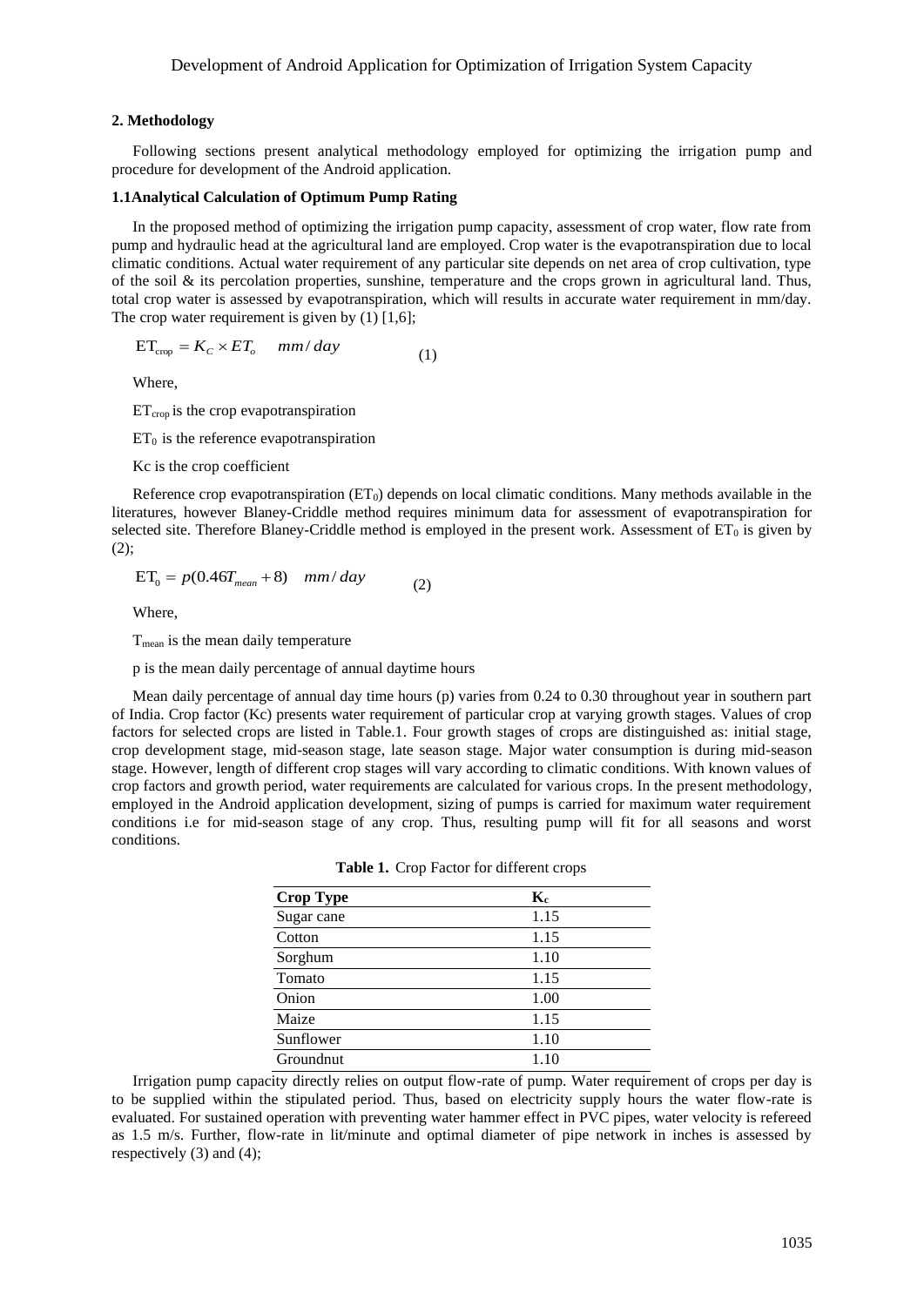## 2. Methodology

Following sections present analytical methodology employed for optimizing the irrigation pump and procedure for development of the Android application.

### 1.1Analytical Calculation of Optimum Pump Rating

In the proposed method of optimizing the irrigation pump capacity, assessment of crop water, flow rate from pump and hydraulic head at the agricultural land are employed. Crop water is the evapotranspiration due to local climatic conditions. Actual water requirement of any particular site depends on net area of crop cultivation, type of the soil & its percolation properties, sunshine, temperature and the crops grown in agricultural land. Thus, total crop water is assessed by evapotranspiration, which will results in accurate water requirement in mm/day. The crop water requirement is given by (1) [1,6];

$$ET_{crop} = K_C \times ET_o \quad mm/day \tag{1}$$

Where,

$ET_{crop}$ is the crop evapotranspiration

$ET_0$ is the reference evapotranspiration

Kc is the crop coefficient

Reference crop evapotranspiration ($ET_0$) depends on local climatic conditions. Many methods available in the literatures, however Blaney-Criddle method requires minimum data for assessment of evapotranspiration for selected site. Therefore Blaney-Criddle method is employed in the present work. Assessment of $ET_0$ is given by (2);

$$ET_0 = p(0.46T_{mean} + 8) \quad mm/day \tag{2}$$

Where,

$T_{mean}$ is the mean daily temperature

p is the mean daily percentage of annual daytime hours

Mean daily percentage of annual day time hours (p) varies from 0.24 to 0.30 throughout year in southern part of India. Crop factor (Kc) presents water requirement of particular crop at varying growth stages. Values of crop factors for selected crops are listed in Table.1. Four growth stages of crops are distinguished as: initial stage, crop development stage, mid-season stage, late season stage. Major water consumption is during mid-season stage. However, length of different crop stages will vary according to climatic conditions. With known values of crop factors and growth period, water requirements are calculated for various crops. In the present methodology, employed in the Android application development, sizing of pumps is carried for maximum water requirement conditions i.e for mid-season stage of any crop. Thus, resulting pump will fit for all seasons and worst conditions.

**Table 1.** Crop Factor for different crops

| Crop Type | $K_c$ |
|---|---|
| Sugar cane | 1.15 |
| Cotton | 1.15 |
| Sorghum | 1.10 |
| Tomato | 1.15 |
| Onion | 1.00 |
| Maize | 1.15 |
| Sunflower | 1.10 |
| Groundnut | 1.10 |

Irrigation pump capacity directly relies on output flow-rate of pump. Water requirement of crops per day is to be supplied within the stipulated period. Thus, based on electricity supply hours the water flow-rate is evaluated. For sustained operation with preventing water hammer effect in PVC pipes, water velocity is refereed as 1.5 m/s. Further, flow-rate in lit/minute and optimal diameter of pipe network in inches is assessed by respectively (3) and (4);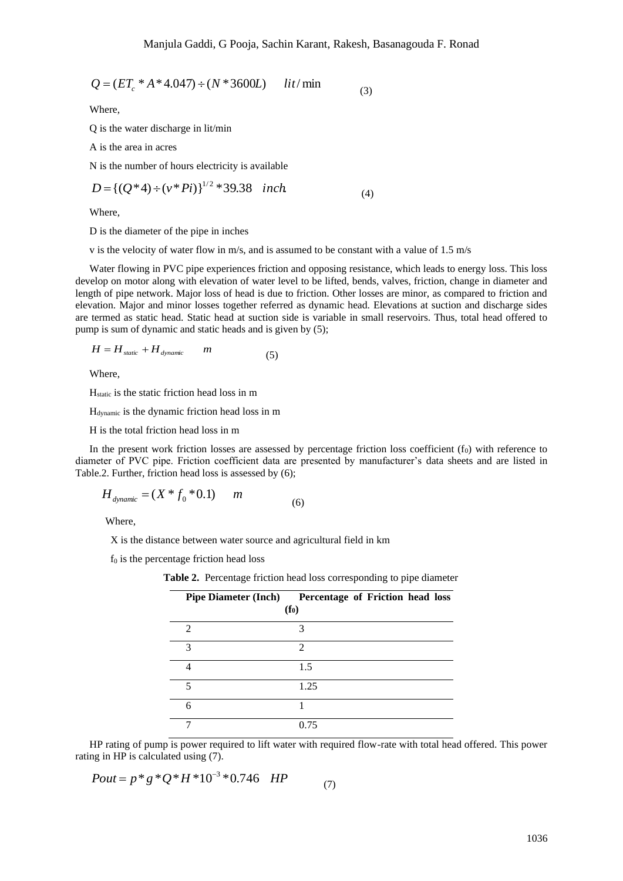$$Q = (ET_c * A * 4.047) \div (N * 3600L) \quad lit/\min \tag{3}$$

Where,

Q is the water discharge in lit/min

A is the area in acres

N is the number of hours electricity is available

$$D = \{(Q*4) \div (v*Pi)\}^{1/2} * 39.38 \quad inch. \tag{4}$$

Where,

D is the diameter of the pipe in inches

v is the velocity of water flow in m/s, and is assumed to be constant with a value of 1.5 m/s

Water flowing in PVC pipe experiences friction and opposing resistance, which leads to energy loss. This loss develop on motor along with elevation of water level to be lifted, bends, valves, friction, change in diameter and length of pipe network. Major loss of head is due to friction. Other losses are minor, as compared to friction and elevation. Major and minor losses together referred as dynamic head. Elevations at suction and discharge sides are termed as static head. Static head at suction side is variable in small reservoirs. Thus, total head offered to pump is sum of dynamic and static heads and is given by (5);

$$H = H_{static} + H_{dynamic} \quad m \tag{5}$$

Where,

$H_{static}$ is the static friction head loss in m

$H_{dynamic}$ is the dynamic friction head loss in m

H is the total friction head loss in m

In the present work friction losses are assessed by percentage friction loss coefficient ($f_0$) with reference to diameter of PVC pipe. Friction coefficient data are presented by manufacturer's data sheets and are listed in Table.2. Further, friction head loss is assessed by (6);

$$H_{dynamic} = (X * f_0 * 0.1) \quad m \tag{6}$$

Where,

X is the distance between water source and agricultural field in km

$f_0$ is the percentage friction head loss

**Table 2.** Percentage friction head loss corresponding to pipe diameter

| Pipe Diameter (Inch) | Percentage of Friction head loss ($f_0$) |
|---|---|
| 2 | 3 |
| 3 | 2 |
| 4 | 1.5 |
| 5 | 1.25 |
| 6 | 1 |
| 7 | 0.75 |

HP rating of pump is power required to lift water with required flow-rate with total head offered. This power rating in HP is calculated using (7).

$$Pout = p * g * Q * H * 10^{-3} * 0.746 \quad HP \tag{7}$$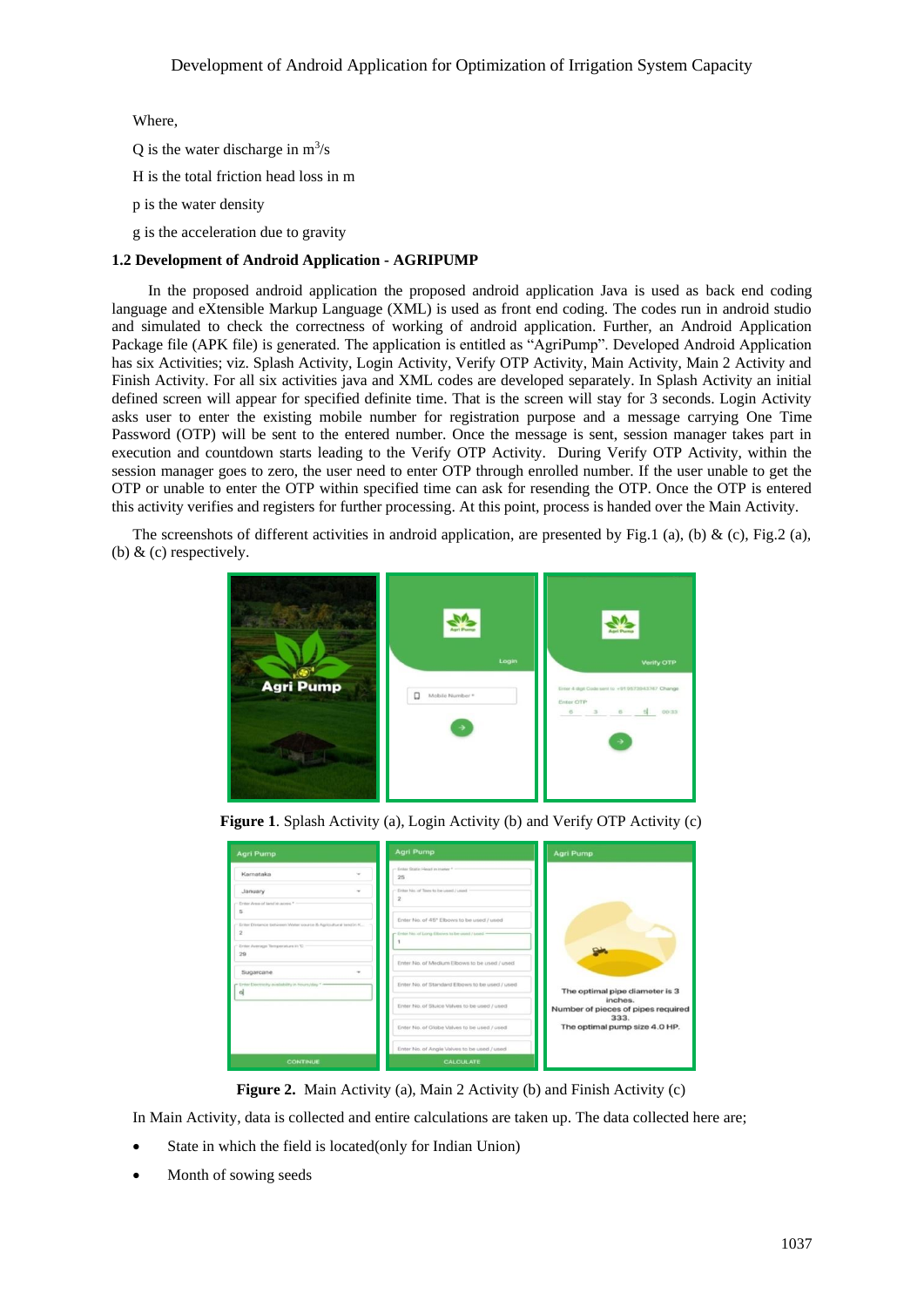Where,

Q is the water discharge in $m^3/s$

H is the total friction head loss in m

p is the water density

g is the acceleration due to gravity

### 1.2 Development of Android Application - AGRIPUMP

In the proposed android application the proposed android application Java is used as back end coding language and eXtensible Markup Language (XML) is used as front end coding. The codes run in android studio and simulated to check the correctness of working of android application. Further, an Android Application Package file (APK file) is generated. The application is entitled as "AgriPump". Developed Android Application has six Activities; viz. Splash Activity, Login Activity, Verify OTP Activity, Main Activity, Main 2 Activity and Finish Activity. For all six activities java and XML codes are developed separately. In Splash Activity an initial defined screen will appear for specified definite time. That is the screen will stay for 3 seconds. Login Activity asks user to enter the existing mobile number for registration purpose and a message carrying One Time Password (OTP) will be sent to the entered number. Once the message is sent, session manager takes part in execution and countdown starts leading to the Verify OTP Activity. During Verify OTP Activity, within the session manager goes to zero, the user need to enter OTP through enrolled number. If the user unable to get the OTP or unable to enter the OTP within specified time can ask for resending the OTP. Once the OTP is entered this activity verifies and registers for further processing. At this point, process is handed over the Main Activity.

The screenshots of different activities in android application, are presented by Fig.1 (a), (b) & (c), Fig.2 (a), (b) & (c) respectively.

**Figure 1**. Splash Activity (a), Login Activity (b) and Verify OTP Activity (c)

**Figure 2.** Main Activity (a), Main 2 Activity (b) and Finish Activity (c)

In Main Activity, data is collected and entire calculations are taken up. The data collected here are;

- State in which the field is located(only for Indian Union)
- Month of sowing seeds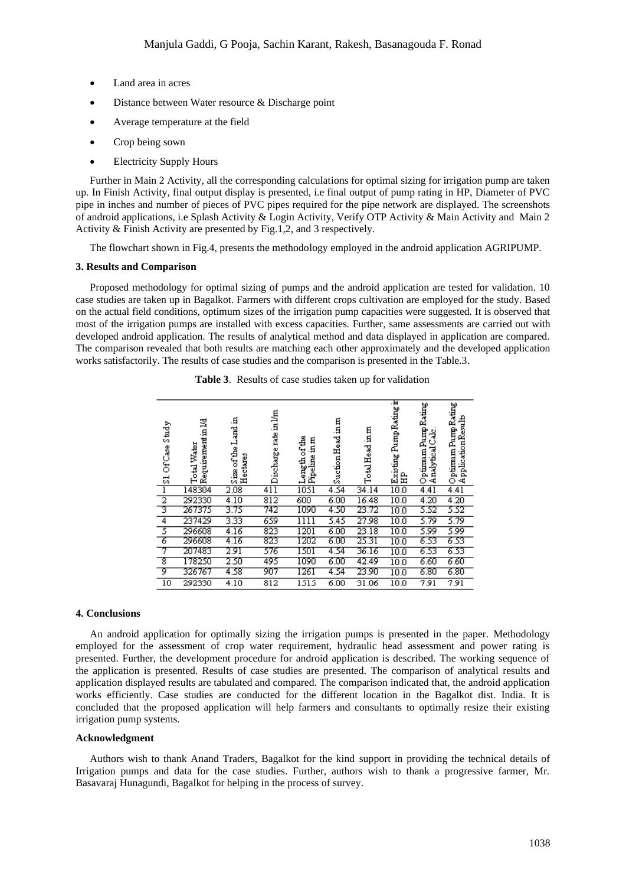- Land area in acres
- Distance between Water resource & Discharge point
- Average temperature at the field
- Crop being sown
- Electricity Supply Hours

Further in Main 2 Activity, all the corresponding calculations for optimal sizing for irrigation pump are taken up. In Finish Activity, final output display is presented, i.e final output of pump rating in HP, Diameter of PVC pipe in inches and number of pieces of PVC pipes required for the pipe network are displayed. The screenshots of android applications, i.e Splash Activity & Login Activity, Verify OTP Activity & Main Activity and Main 2 Activity & Finish Activity are presented by Fig.1,2, and 3 respectively.

The flowchart shown in Fig.4, presents the methodology employed in the android application AGRIPUMP.

### 3. Results and Comparison

Proposed methodology for optimal sizing of pumps and the android application are tested for validation. 10 case studies are taken up in Bagalkot. Farmers with different crops cultivation are employed for the study. Based on the actual field conditions, optimum sizes of the irrigation pump capacities were suggested. It is observed that most of the irrigation pumps are installed with excess capacities. Further, same assessments are carried out with developed android application. The results of analytical method and data displayed in application are compared. The comparison revealed that both results are matching each other approximately and the developed application works satisfactorily. The results of case studies and the comparison is presented in the Table.3.

**Table 3**. Results of case studies taken up for validation

| Sl. Of Case Study | Total Water Requirement in l/d | Size of the Land in Hectares | Discharge rate in l/m | Length of the Pipeline in m | Suction Head in m | Total Head in m | Existing Pump Rating in HP | Optimum Pump Rating Analytical Calc. | Optimum Pump Rating Application Results |
|---|---|---|---|---|---|---|---|---|---|
| 1 | 148304 | 2.08 | 411 | 1051 | 4.54 | 34.14 | 10.0 | 4.41 | 4.41 |
| 2 | 292330 | 4.10 | 812 | 600 | 6.00 | 16.48 | 10.0 | 4.20 | 4.20 |
| 3 | 267375 | 3.75 | 742 | 1090 | 4.50 | 23.72 | 10.0 | 5.52 | 5.52 |
| 4 | 237429 | 3.33 | 659 | 1111 | 5.45 | 27.98 | 10.0 | 5.79 | 5.79 |
| 5 | 296608 | 4.16 | 823 | 1201 | 6.00 | 23.18 | 10.0 | 5.99 | 5.99 |
| 6 | 296608 | 4.16 | 823 | 1202 | 6.00 | 25.31 | 10.0 | 6.53 | 6.53 |
| 7 | 207483 | 2.91 | 576 | 1501 | 4.54 | 36.16 | 10.0 | 6.53 | 6.53 |
| 8 | 178250 | 2.50 | 495 | 1090 | 6.00 | 42.49 | 10.0 | 6.60 | 6.60 |
| 9 | 326767 | 4.58 | 907 | 1261 | 4.54 | 23.90 | 10.0 | 6.80 | 6.80 |
| 10 | 292330 | 4.10 | 812 | 1515 | 6.00 | 31.06 | 10.0 | 7.91 | 7.91 |

### 4. Conclusions

An android application for optimally sizing the irrigation pumps is presented in the paper. Methodology employed for the assessment of crop water requirement, hydraulic head assessment and power rating is presented. Further, the development procedure for android application is described. The working sequence of the application is presented. Results of case studies are presented. The comparison of analytical results and application displayed results are tabulated and compared. The comparison indicated that, the android application works efficiently. Case studies are conducted for the different location in the Bagalkot dist. India. It is concluded that the proposed application will help farmers and consultants to optimally resize their existing irrigation pump systems.

### Acknowledgment

Authors wish to thank Anand Traders, Bagalkot for the kind support in providing the technical details of Irrigation pumps and data for the case studies. Further, authors wish to thank a progressive farmer, Mr. Basavaraj Hunagundi, Bagalkot for helping in the process of survey.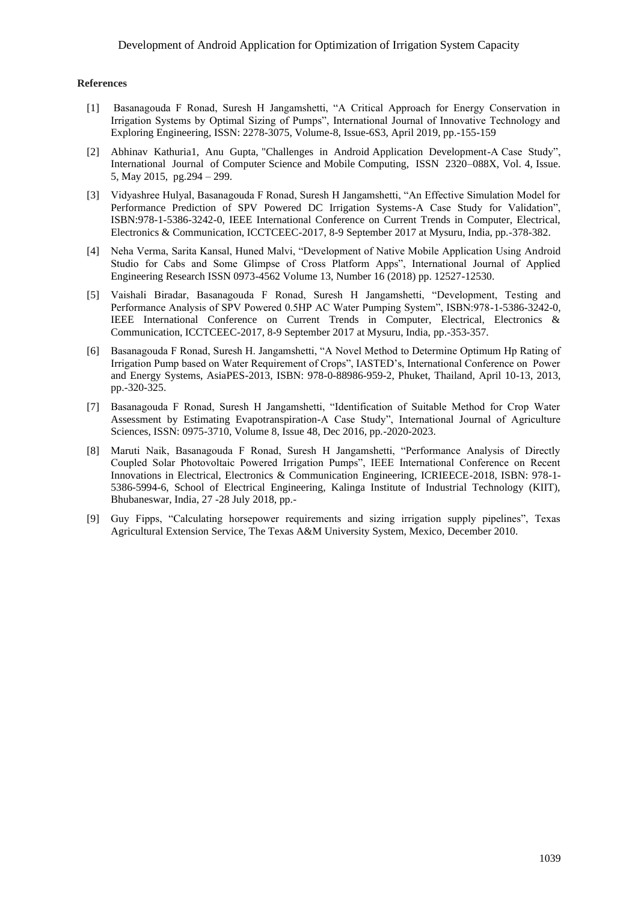**References**

[1] Basanagouda F Ronad, Suresh H Jangamshetti, "A Critical Approach for Energy Conservation in Irrigation Systems by Optimal Sizing of Pumps", International Journal of Innovative Technology and Exploring Engineering, ISSN: 2278-3075, Volume-8, Issue-6S3, April 2019, pp.-155-159

[2] Abhinav Kathuria1, Anu Gupta, "Challenges in Android Application Development-A Case Study", International Journal of Computer Science and Mobile Computing, ISSN 2320–088X, Vol. 4, Issue. 5, May 2015, pg.294 – 299.

[3] Vidyashree Hulyal, Basanagouda F Ronad, Suresh H Jangamshetti, "An Effective Simulation Model for Performance Prediction of SPV Powered DC Irrigation Systems-A Case Study for Validation", ISBN:978-1-5386-3242-0, IEEE International Conference on Current Trends in Computer, Electrical, Electronics & Communication, ICCTCEEC-2017, 8-9 September 2017 at Mysuru, India, pp.-378-382.

[4] Neha Verma, Sarita Kansal, Huned Malvi, "Development of Native Mobile Application Using Android Studio for Cabs and Some Glimpse of Cross Platform Apps", International Journal of Applied Engineering Research ISSN 0973-4562 Volume 13, Number 16 (2018) pp. 12527-12530.

[5] Vaishali Biradar, Basanagouda F Ronad, Suresh H Jangamshetti, "Development, Testing and Performance Analysis of SPV Powered 0.5HP AC Water Pumping System", ISBN:978-1-5386-3242-0, IEEE International Conference on Current Trends in Computer, Electrical, Electronics & Communication, ICCTCEEC-2017, 8-9 September 2017 at Mysuru, India, pp.-353-357.

[6] Basanagouda F Ronad, Suresh H. Jangamshetti, "A Novel Method to Determine Optimum Hp Rating of Irrigation Pump based on Water Requirement of Crops", IASTED's, International Conference on Power and Energy Systems, AsiaPES-2013, ISBN: 978-0-88986-959-2, Phuket, Thailand, April 10-13, 2013, pp.-320-325.

[7] Basanagouda F Ronad, Suresh H Jangamshetti, "Identification of Suitable Method for Crop Water Assessment by Estimating Evapotranspiration-A Case Study", International Journal of Agriculture Sciences, ISSN: 0975-3710, Volume 8, Issue 48, Dec 2016, pp.-2020-2023.

[8] Maruti Naik, Basanagouda F Ronad, Suresh H Jangamshetti, "Performance Analysis of Directly Coupled Solar Photovoltaic Powered Irrigation Pumps", IEEE International Conference on Recent Innovations in Electrical, Electronics & Communication Engineering, ICRIEECE-2018, ISBN: 978-1-5386-5994-6, School of Electrical Engineering, Kalinga Institute of Industrial Technology (KIIT), Bhubaneswar, India, 27 -28 July 2018, pp.-

[9] Guy Fipps, "Calculating horsepower requirements and sizing irrigation supply pipelines", Texas Agricultural Extension Service, The Texas A&M University System, Mexico, December 2010.